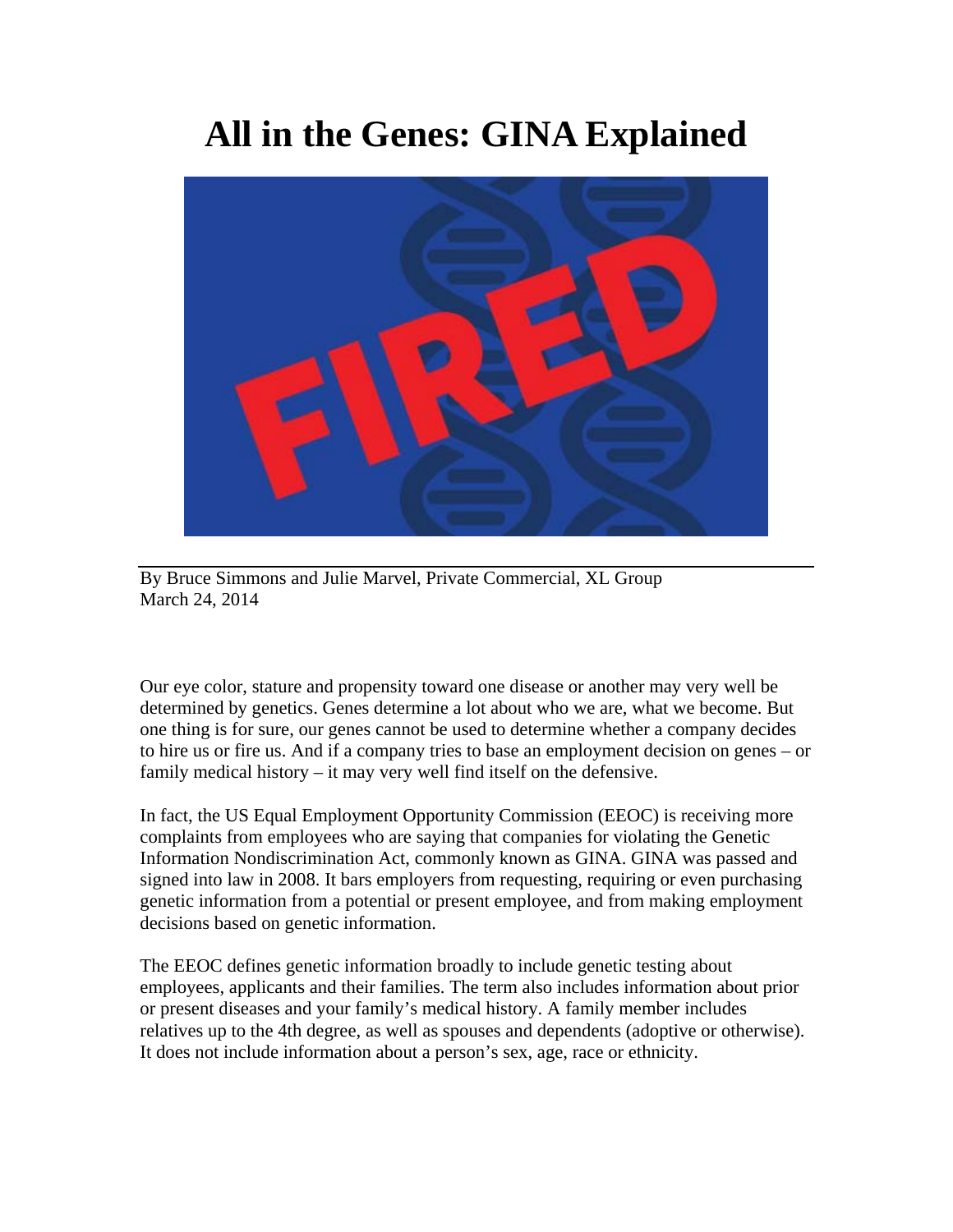# All in the Genes: GINA Explained

By Bruce Simmons and Julie Marvel, Private Commercial, XL Group
March 24, 2014

Our eye color, stature and propensity toward one disease or another may very well be determined by genetics. Genes determine a lot about who we are, what we become. But one thing is for sure, our genes cannot be used to determine whether a company decides to hire us or fire us. And if a company tries to base an employment decision on genes – or family medical history – it may very well find itself on the defensive.

In fact, the US Equal Employment Opportunity Commission (EEOC) is receiving more complaints from employees who are saying that companies for violating the Genetic Information Nondiscrimination Act, commonly known as GINA. GINA was passed and signed into law in 2008. It bars employers from requesting, requiring or even purchasing genetic information from a potential or present employee, and from making employment decisions based on genetic information.

The EEOC defines genetic information broadly to include genetic testing about employees, applicants and their families. The term also includes information about prior or present diseases and your family's medical history. A family member includes relatives up to the 4th degree, as well as spouses and dependents (adoptive or otherwise). It does not include information about a person's sex, age, race or ethnicity.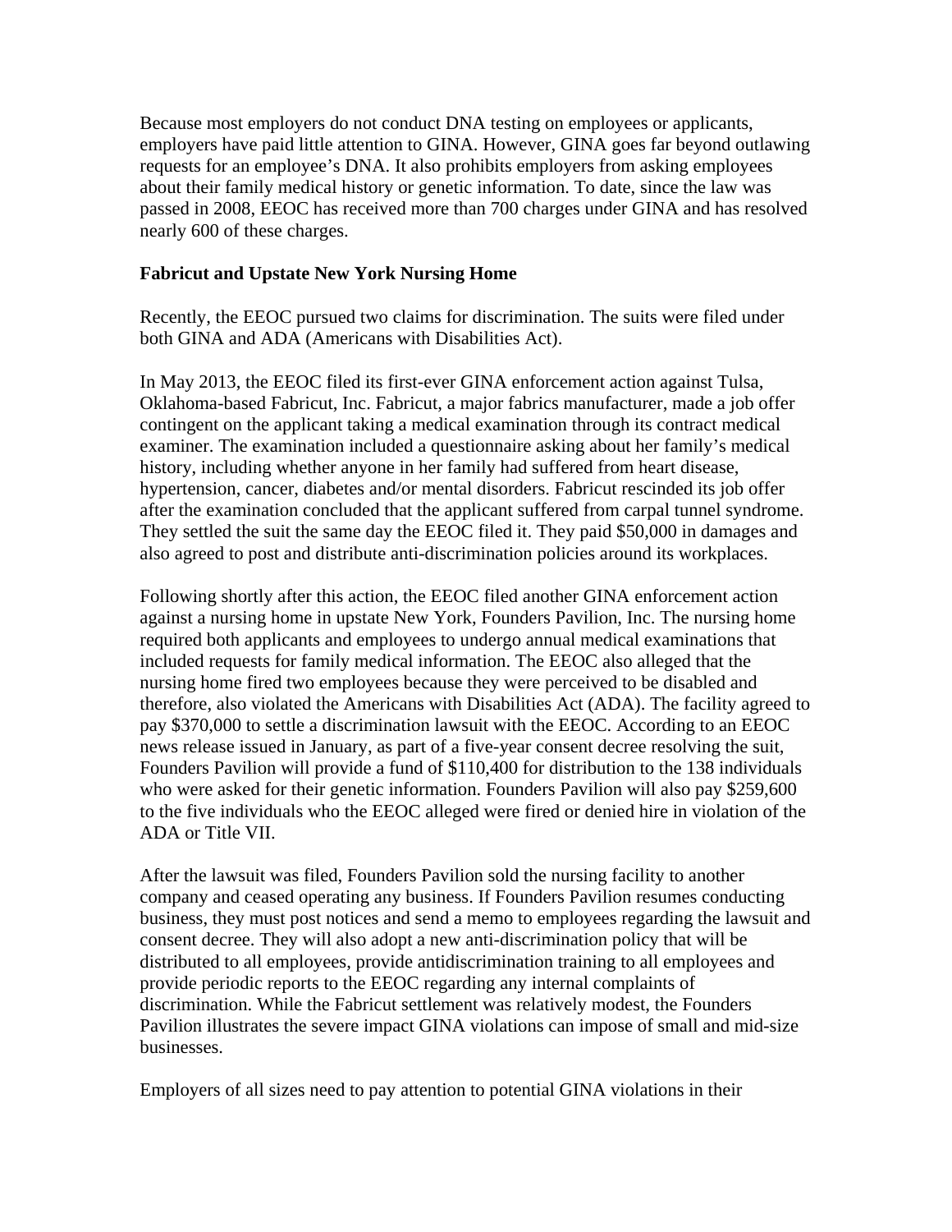Because most employers do not conduct DNA testing on employees or applicants, employers have paid little attention to GINA. However, GINA goes far beyond outlawing requests for an employee's DNA. It also prohibits employers from asking employees about their family medical history or genetic information. To date, since the law was passed in 2008, EEOC has received more than 700 charges under GINA and has resolved nearly 600 of these charges.

**Fabricut and Upstate New York Nursing Home**

Recently, the EEOC pursued two claims for discrimination. The suits were filed under both GINA and ADA (Americans with Disabilities Act).

In May 2013, the EEOC filed its first-ever GINA enforcement action against Tulsa, Oklahoma-based Fabricut, Inc. Fabricut, a major fabrics manufacturer, made a job offer contingent on the applicant taking a medical examination through its contract medical examiner. The examination included a questionnaire asking about her family's medical history, including whether anyone in her family had suffered from heart disease, hypertension, cancer, diabetes and/or mental disorders. Fabricut rescinded its job offer after the examination concluded that the applicant suffered from carpal tunnel syndrome. They settled the suit the same day the EEOC filed it. They paid $50,000 in damages and also agreed to post and distribute anti-discrimination policies around its workplaces.

Following shortly after this action, the EEOC filed another GINA enforcement action against a nursing home in upstate New York, Founders Pavilion, Inc. The nursing home required both applicants and employees to undergo annual medical examinations that included requests for family medical information. The EEOC also alleged that the nursing home fired two employees because they were perceived to be disabled and therefore, also violated the Americans with Disabilities Act (ADA). The facility agreed to pay $370,000 to settle a discrimination lawsuit with the EEOC. According to an EEOC news release issued in January, as part of a five-year consent decree resolving the suit, Founders Pavilion will provide a fund of $110,400 for distribution to the 138 individuals who were asked for their genetic information. Founders Pavilion will also pay $259,600 to the five individuals who the EEOC alleged were fired or denied hire in violation of the ADA or Title VII.

After the lawsuit was filed, Founders Pavilion sold the nursing facility to another company and ceased operating any business. If Founders Pavilion resumes conducting business, they must post notices and send a memo to employees regarding the lawsuit and consent decree. They will also adopt a new anti-discrimination policy that will be distributed to all employees, provide antidiscrimination training to all employees and provide periodic reports to the EEOC regarding any internal complaints of discrimination. While the Fabricut settlement was relatively modest, the Founders Pavilion illustrates the severe impact GINA violations can impose of small and mid-size businesses.

Employers of all sizes need to pay attention to potential GINA violations in their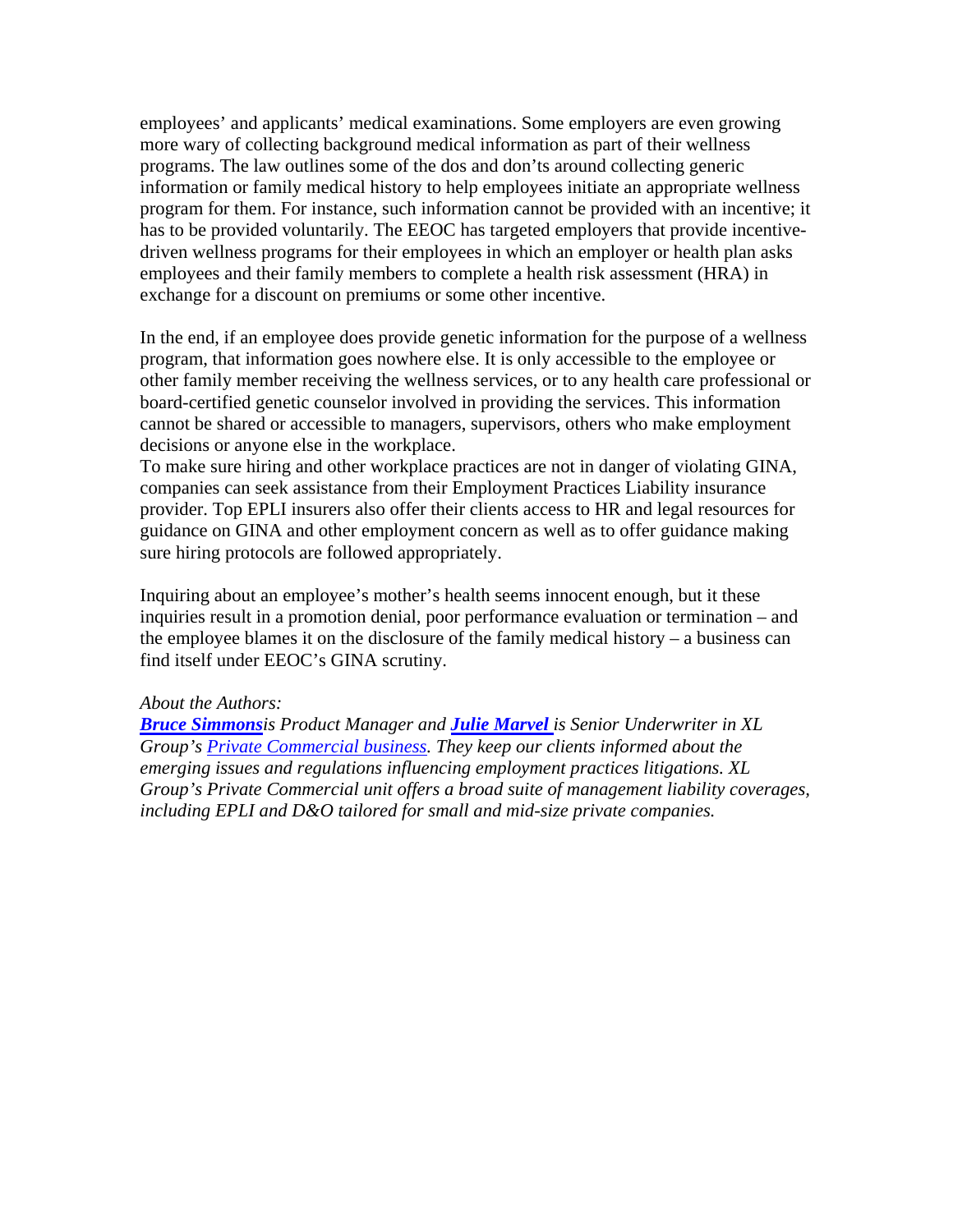employees' and applicants' medical examinations. Some employers are even growing more wary of collecting background medical information as part of their wellness programs. The law outlines some of the dos and don'ts around collecting generic information or family medical history to help employees initiate an appropriate wellness program for them. For instance, such information cannot be provided with an incentive; it has to be provided voluntarily. The EEOC has targeted employers that provide incentive-driven wellness programs for their employees in which an employer or health plan asks employees and their family members to complete a health risk assessment (HRA) in exchange for a discount on premiums or some other incentive.

In the end, if an employee does provide genetic information for the purpose of a wellness program, that information goes nowhere else. It is only accessible to the employee or other family member receiving the wellness services, or to any health care professional or board-certified genetic counselor involved in providing the services. This information cannot be shared or accessible to managers, supervisors, others who make employment decisions or anyone else in the workplace.
To make sure hiring and other workplace practices are not in danger of violating GINA, companies can seek assistance from their Employment Practices Liability insurance provider. Top EPLI insurers also offer their clients access to HR and legal resources for guidance on GINA and other employment concern as well as to offer guidance making sure hiring protocols are followed appropriately.

Inquiring about an employee's mother's health seems innocent enough, but it these inquiries result in a promotion denial, poor performance evaluation or termination – and the employee blames it on the disclosure of the family medical history – a business can find itself under EEOC's GINA scrutiny.

*About the Authors:*
***Bruce Simmons****is Product Manager and* ***Julie Marvel*** *is Senior Underwriter in XL Group's Private Commercial business. They keep our clients informed about the emerging issues and regulations influencing employment practices litigations. XL Group's Private Commercial unit offers a broad suite of management liability coverages, including EPLI and D&O tailored for small and mid-size private companies.*